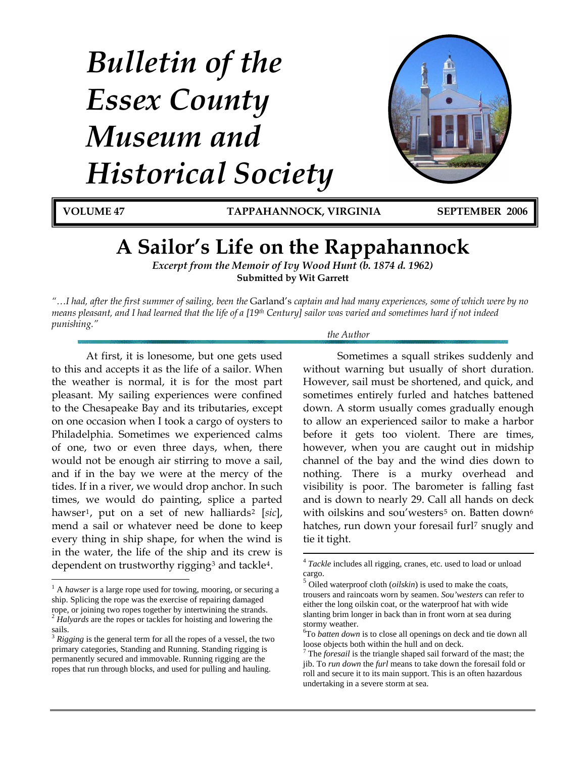# Bulletin of the Essex County Museum and Historical Society

**VOLUME 47** **TAPPAHANNOCK, VIRGINIA** **SEPTEMBER 2006**

## A Sailor's Life on the Rappahannock

***Excerpt from the Memoir of Ivy Wood Hunt (b. 1874 d. 1962)***

**Submitted by Wit Garrett**

*"…I had, after the first summer of sailing, been the* Garland's *captain and had many experiences, some of which were by no means pleasant, and I had learned that the life of a [19th Century] sailor was varied and sometimes hard if not indeed punishing."*

*the Author*

At first, it is lonesome, but one gets used to this and accepts it as the life of a sailor. When the weather is normal, it is for the most part pleasant. My sailing experiences were confined to the Chesapeake Bay and its tributaries, except on one occasion when I took a cargo of oysters to Philadelphia. Sometimes we experienced calms of one, two or even three days, when, there would not be enough air stirring to move a sail, and if in the bay we were at the mercy of the tides. If in a river, we would drop anchor. In such times, we would do painting, splice a parted hawser[1], put on a set of new halliards[2] [*sic*], mend a sail or whatever need be done to keep every thing in ship shape, for when the wind is in the water, the life of the ship and its crew is dependent on trustworthy rigging[3] and tackle[4].

Sometimes a squall strikes suddenly and without warning but usually of short duration. However, sail must be shortened, and quick, and sometimes entirely furled and hatches battened down. A storm usually comes gradually enough to allow an experienced sailor to make a harbor before it gets too violent. There are times, however, when you are caught out in midship channel of the bay and the wind dies down to nothing. There is a murky overhead and visibility is poor. The barometer is falling fast and is down to nearly 29. Call all hands on deck with oilskins and sou'westers[5] on. Batten down[6] hatches, run down your foresail furl[7] snugly and tie it tight.

---

[1] A *hawser* is a large rope used for towing, mooring, or securing a ship. Splicing the rope was the exercise of repairing damaged rope, or joining two ropes together by intertwining the strands.

[2] *Halyards* are the ropes or tackles for hoisting and lowering the sails.

[3] *Rigging* is the general term for all the ropes of a vessel, the two primary categories, Standing and Running. Standing rigging is permanently secured and immovable. Running rigging are the ropes that run through blocks, and used for pulling and hauling.

[4] *Tackle* includes all rigging, cranes, etc. used to load or unload cargo.

[5] Oiled waterproof cloth (*oilskin*) is used to make the coats, trousers and raincoats worn by seamen. *Sou'westers* can refer to either the long oilskin coat, or the waterproof hat with wide slanting brim longer in back than in front worn at sea during stormy weather.

[6] To *batten down* is to close all openings on deck and tie down all loose objects both within the hull and on deck.

[7] The *foresail* is the triangle shaped sail forward of the mast; the jib. To *run down* the *furl* means to take down the foresail fold or roll and secure it to its main support. This is an often hazardous undertaking in a severe storm at sea.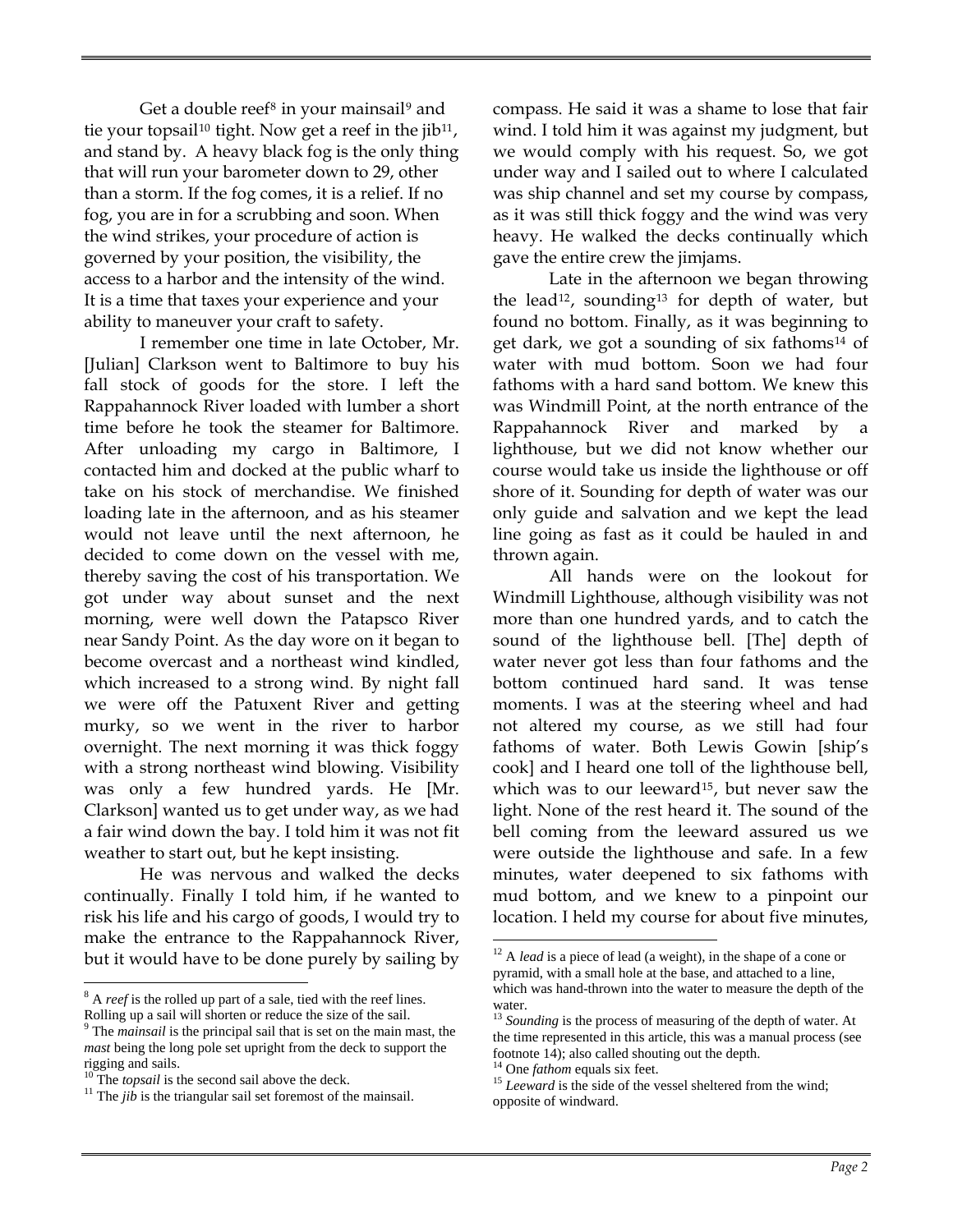Get a double reef[8] in your mainsail[9] and tie your topsail[10] tight. Now get a reef in the jib[11], and stand by. A heavy black fog is the only thing that will run your barometer down to 29, other than a storm. If the fog comes, it is a relief. If no fog, you are in for a scrubbing and soon. When the wind strikes, your procedure of action is governed by your position, the visibility, the access to a harbor and the intensity of the wind. It is a time that taxes your experience and your ability to maneuver your craft to safety.

I remember one time in late October, Mr. [Julian] Clarkson went to Baltimore to buy his fall stock of goods for the store. I left the Rappahannock River loaded with lumber a short time before he took the steamer for Baltimore. After unloading my cargo in Baltimore, I contacted him and docked at the public wharf to take on his stock of merchandise. We finished loading late in the afternoon, and as his steamer would not leave until the next afternoon, he decided to come down on the vessel with me, thereby saving the cost of his transportation. We got under way about sunset and the next morning, were well down the Patapsco River near Sandy Point. As the day wore on it began to become overcast and a northeast wind kindled, which increased to a strong wind. By night fall we were off the Patuxent River and getting murky, so we went in the river to harbor overnight. The next morning it was thick foggy with a strong northeast wind blowing. Visibility was only a few hundred yards. He [Mr. Clarkson] wanted us to get under way, as we had a fair wind down the bay. I told him it was not fit weather to start out, but he kept insisting.

He was nervous and walked the decks continually. Finally I told him, if he wanted to risk his life and his cargo of goods, I would try to make the entrance to the Rappahannock River, but it would have to be done purely by sailing by compass. He said it was a shame to lose that fair wind. I told him it was against my judgment, but we would comply with his request. So, we got under way and I sailed out to where I calculated was ship channel and set my course by compass, as it was still thick foggy and the wind was very heavy. He walked the decks continually which gave the entire crew the jimjams.

Late in the afternoon we began throwing the lead[12], sounding[13] for depth of water, but found no bottom. Finally, as it was beginning to get dark, we got a sounding of six fathoms[14] of water with mud bottom. Soon we had four fathoms with a hard sand bottom. We knew this was Windmill Point, at the north entrance of the Rappahannock River and marked by a lighthouse, but we did not know whether our course would take us inside the lighthouse or off shore of it. Sounding for depth of water was our only guide and salvation and we kept the lead line going as fast as it could be hauled in and thrown again.

All hands were on the lookout for Windmill Lighthouse, although visibility was not more than one hundred yards, and to catch the sound of the lighthouse bell. [The] depth of water never got less than four fathoms and the bottom continued hard sand. It was tense moments. I was at the steering wheel and had not altered my course, as we still had four fathoms of water. Both Lewis Gowin [ship's cook] and I heard one toll of the lighthouse bell, which was to our leeward[15], but never saw the light. None of the rest heard it. The sound of the bell coming from the leeward assured us we were outside the lighthouse and safe. In a few minutes, water deepened to six fathoms with mud bottom, and we knew to a pinpoint our location. I held my course for about five minutes,

---

[8] A *reef* is the rolled up part of a sale, tied with the reef lines. Rolling up a sail will shorten or reduce the size of the sail.

[9] The *mainsail* is the principal sail that is set on the main mast, the *mast* being the long pole set upright from the deck to support the rigging and sails.

[10] The *topsail* is the second sail above the deck.

[11] The *jib* is the triangular sail set foremost of the mainsail.

[12] A *lead* is a piece of lead (a weight), in the shape of a cone or pyramid, with a small hole at the base, and attached to a line, which was hand-thrown into the water to measure the depth of the water.

[13] *Sounding* is the process of measuring of the depth of water. At the time represented in this article, this was a manual process (see footnote 14); also called shouting out the depth.

[14] One *fathom* equals six feet.

[15] *Leeward* is the side of the vessel sheltered from the wind; opposite of windward.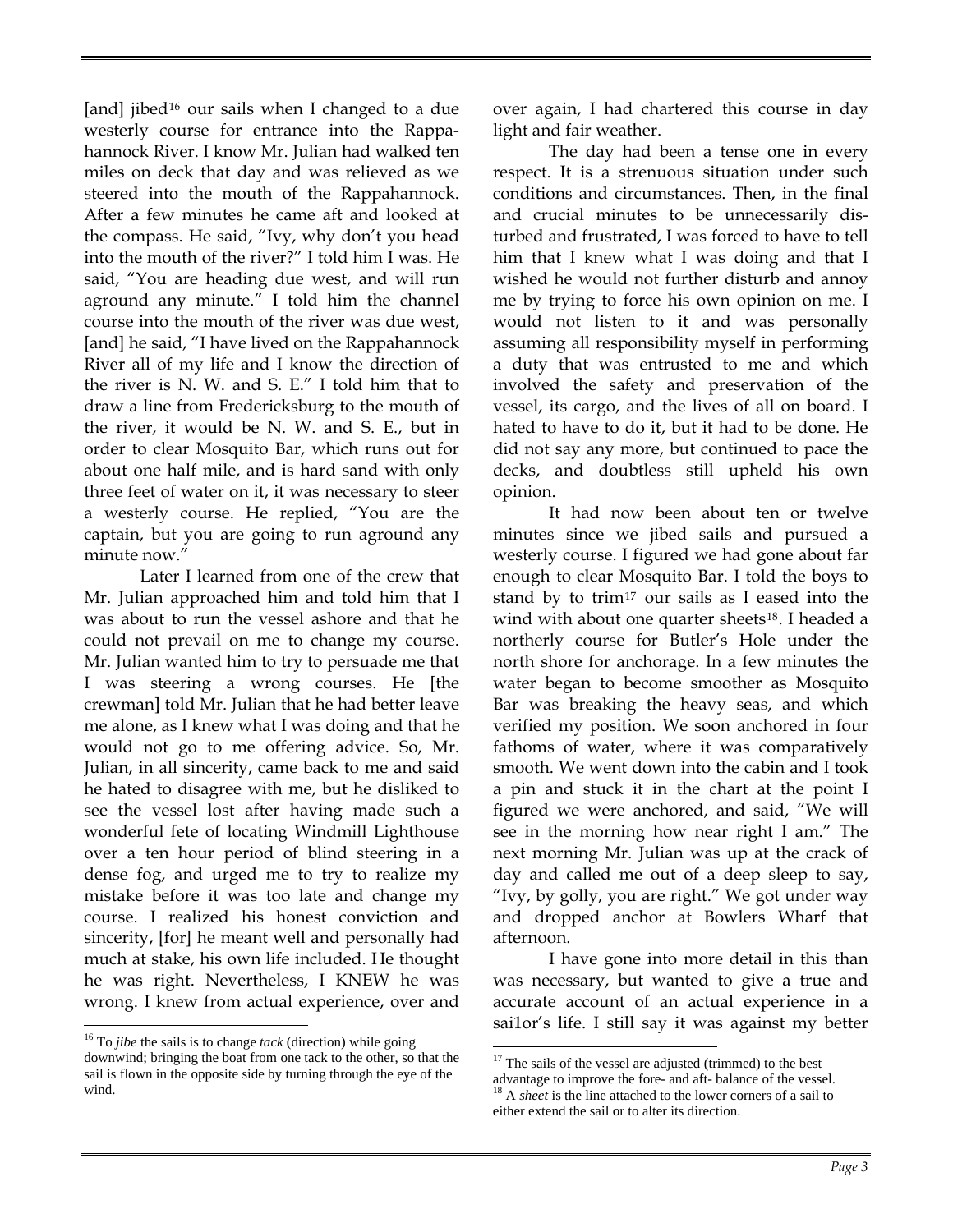[and] jibed[16] our sails when I changed to a due westerly course for entrance into the Rappahannock River. I know Mr. Julian had walked ten miles on deck that day and was relieved as we steered into the mouth of the Rappahannock. After a few minutes he came aft and looked at the compass. He said, "Ivy, why don't you head into the mouth of the river?" I told him I was. He said, "You are heading due west, and will run aground any minute." I told him the channel course into the mouth of the river was due west, [and] he said, "I have lived on the Rappahannock River all of my life and I know the direction of the river is N. W. and S. E." I told him that to draw a line from Fredericksburg to the mouth of the river, it would be N. W. and S. E., but in order to clear Mosquito Bar, which runs out for about one half mile, and is hard sand with only three feet of water on it, it was necessary to steer a westerly course. He replied, "You are the captain, but you are going to run aground any minute now."

Later I learned from one of the crew that Mr. Julian approached him and told him that I was about to run the vessel ashore and that he could not prevail on me to change my course. Mr. Julian wanted him to try to persuade me that I was steering a wrong courses. He [the crewman] told Mr. Julian that he had better leave me alone, as I knew what I was doing and that he would not go to me offering advice. So, Mr. Julian, in all sincerity, came back to me and said he hated to disagree with me, but he disliked to see the vessel lost after having made such a wonderful fete of locating Windmill Lighthouse over a ten hour period of blind steering in a dense fog, and urged me to try to realize my mistake before it was too late and change my course. I realized his honest conviction and sincerity, [for] he meant well and personally had much at stake, his own life included. He thought he was right. Nevertheless, I KNEW he was wrong. I knew from actual experience, over and over again, I had chartered this course in day light and fair weather.

The day had been a tense one in every respect. It is a strenuous situation under such conditions and circumstances. Then, in the final and crucial minutes to be unnecessarily disturbed and frustrated, I was forced to have to tell him that I knew what I was doing and that I wished he would not further disturb and annoy me by trying to force his own opinion on me. I would not listen to it and was personally assuming all responsibility myself in performing a duty that was entrusted to me and which involved the safety and preservation of the vessel, its cargo, and the lives of all on board. I hated to have to do it, but it had to be done. He did not say any more, but continued to pace the decks, and doubtless still upheld his own opinion.

It had now been about ten or twelve minutes since we jibed sails and pursued a westerly course. I figured we had gone about far enough to clear Mosquito Bar. I told the boys to stand by to trim[17] our sails as I eased into the wind with about one quarter sheets[18]. I headed a northerly course for Butler's Hole under the north shore for anchorage. In a few minutes the water began to become smoother as Mosquito Bar was breaking the heavy seas, and which verified my position. We soon anchored in four fathoms of water, where it was comparatively smooth. We went down into the cabin and I took a pin and stuck it in the chart at the point I figured we were anchored, and said, "We will see in the morning how near right I am." The next morning Mr. Julian was up at the crack of day and called me out of a deep sleep to say, "Ivy, by golly, you are right." We got under way and dropped anchor at Bowlers Wharf that afternoon.

I have gone into more detail in this than was necessary, but wanted to give a true and accurate account of an actual experience in a sai1or's life. I still say it was against my better

---

[16] To *jibe* the sails is to change *tack* (direction) while going downwind; bringing the boat from one tack to the other, so that the sail is flown in the opposite side by turning through the eye of the wind.

[17] The sails of the vessel are adjusted (trimmed) to the best advantage to improve the fore- and aft- balance of the vessel.

[18] A *sheet* is the line attached to the lower corners of a sail to either extend the sail or to alter its direction.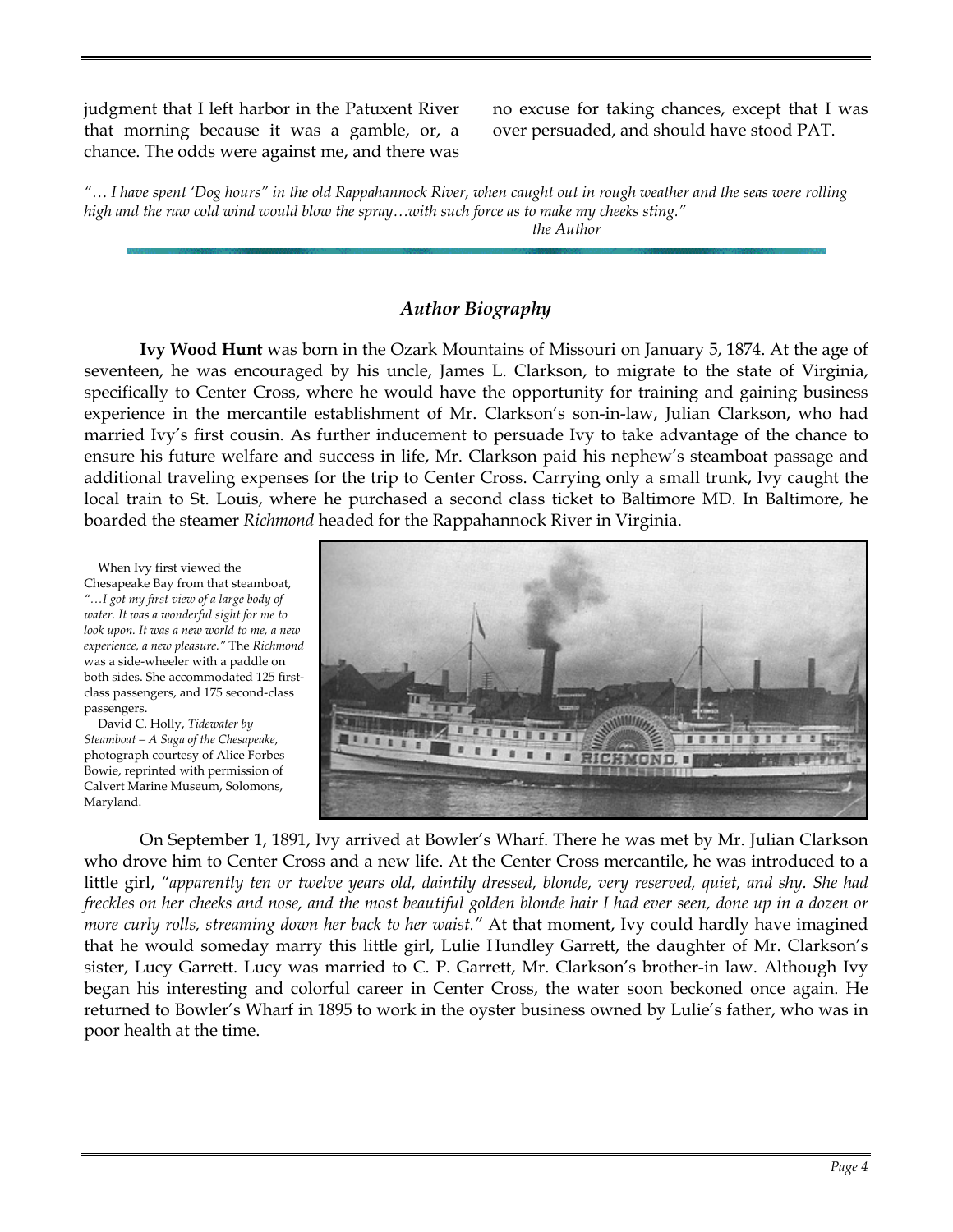judgment that I left harbor in the Patuxent River that morning because it was a gamble, or, a chance. The odds were against me, and there was no excuse for taking chances, except that I was over persuaded, and should have stood PAT.

*"… I have spent 'Dog hours" in the old Rappahannock River, when caught out in rough weather and the seas were rolling high and the raw cold wind would blow the spray…with such force as to make my cheeks sting."*
*the Author*

## *Author Biography*

**Ivy Wood Hunt** was born in the Ozark Mountains of Missouri on January 5, 1874. At the age of seventeen, he was encouraged by his uncle, James L. Clarkson, to migrate to the state of Virginia, specifically to Center Cross, where he would have the opportunity for training and gaining business experience in the mercantile establishment of Mr. Clarkson's son-in-law, Julian Clarkson, who had married Ivy's first cousin. As further inducement to persuade Ivy to take advantage of the chance to ensure his future welfare and success in life, Mr. Clarkson paid his nephew's steamboat passage and additional traveling expenses for the trip to Center Cross. Carrying only a small trunk, Ivy caught the local train to St. Louis, where he purchased a second class ticket to Baltimore MD. In Baltimore, he boarded the steamer *Richmond* headed for the Rappahannock River in Virginia.

When Ivy first viewed the Chesapeake Bay from that steamboat, *"…I got my first view of a large body of water. It was a wonderful sight for me to look upon. It was a new world to me, a new experience, a new pleasure."* The *Richmond* was a side-wheeler with a paddle on both sides. She accommodated 125 first-class passengers, and 175 second-class passengers.

David C. Holly, *Tidewater by Steamboat – A Saga of the Chesapeake*, photograph courtesy of Alice Forbes Bowie, reprinted with permission of Calvert Marine Museum, Solomons, Maryland.

On September 1, 1891, Ivy arrived at Bowler's Wharf. There he was met by Mr. Julian Clarkson who drove him to Center Cross and a new life. At the Center Cross mercantile, he was introduced to a little girl, *"apparently ten or twelve years old, daintily dressed, blonde, very reserved, quiet, and shy. She had freckles on her cheeks and nose, and the most beautiful golden blonde hair I had ever seen, done up in a dozen or more curly rolls, streaming down her back to her waist."* At that moment, Ivy could hardly have imagined that he would someday marry this little girl, Lulie Hundley Garrett, the daughter of Mr. Clarkson's sister, Lucy Garrett. Lucy was married to C. P. Garrett, Mr. Clarkson's brother-in law. Although Ivy began his interesting and colorful career in Center Cross, the water soon beckoned once again. He returned to Bowler's Wharf in 1895 to work in the oyster business owned by Lulie's father, who was in poor health at the time.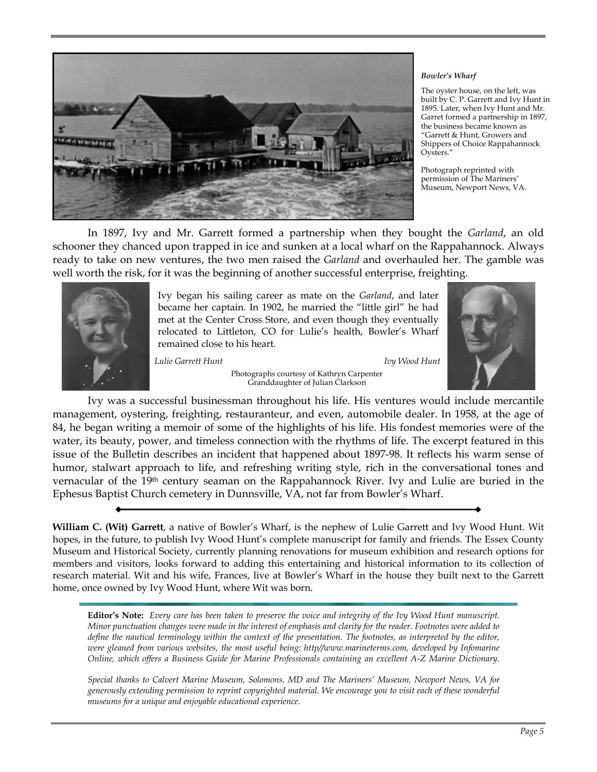*Bowler's Wharf*

The oyster house, on the left, was built by C. P. Garrett and Ivy Hunt in 1895. Later, when Ivy Hunt and Mr. Garret formed a partnership in 1897, the business became known as "Garrett & Hunt, Growers and Shippers of Choice Rappahannock Oysters."

Photograph reprinted with permission of The Mariners' Museum, Newport News, VA.

In 1897, Ivy and Mr. Garrett formed a partnership when they bought the *Garland*, an old schooner they chanced upon trapped in ice and sunken at a local wharf on the Rappahannock. Always ready to take on new ventures, the two men raised the *Garland* and overhauled her. The gamble was well worth the risk, for it was the beginning of another successful enterprise, freighting.

Ivy began his sailing career as mate on the *Garland*, and later became her captain. In 1902, he married the "little girl" he had met at the Center Cross Store, and even though they eventually relocated to Littleton, CO for Lulie's health, Bowler's Wharf remained close to his heart.

*Lulie Garrett Hunt* *Ivy Wood Hunt*

Photographs courtesy of Kathryn Carpenter
Granddaughter of Julian Clarkson

Ivy was a successful businessman throughout his life. His ventures would include mercantile management, oystering, freighting, restauranteur, and even, automobile dealer. In 1958, at the age of 84, he began writing a memoir of some of the highlights of his life. His fondest memories were of the water, its beauty, power, and timeless connection with the rhythms of life. The excerpt featured in this issue of the Bulletin describes an incident that happened about 1897-98. It reflects his warm sense of humor, stalwart approach to life, and refreshing writing style, rich in the conversational tones and vernacular of the 19th century seaman on the Rappahannock River. Ivy and Lulie are buried in the Ephesus Baptist Church cemetery in Dunnsville, VA, not far from Bowler's Wharf.

---

**William C. (Wit) Garrett**, a native of Bowler's Wharf, is the nephew of Lulie Garrett and Ivy Wood Hunt. Wit hopes, in the future, to publish Ivy Wood Hunt's complete manuscript for family and friends. The Essex County Museum and Historical Society, currently planning renovations for museum exhibition and research options for members and visitors, looks forward to adding this entertaining and historical information to its collection of research material. Wit and his wife, Frances, live at Bowler's Wharf in the house they built next to the Garrett home, once owned by Ivy Wood Hunt, where Wit was born.

---

**Editor's Note:** *Every care has been taken to preserve the voice and integrity of the Ivy Wood Hunt manuscript. Minor punctuation changes were made in the interest of emphasis and clarity for the reader. Footnotes were added to define the nautical terminology within the context of the presentation. The footnotes, as interpreted by the editor, were gleaned from various websites, the most useful being: http//www.marineterms.com, developed by Infomarine Online, which offers a Business Guide for Marine Professionals containing an excellent A-Z Marine Dictionary.*

*Special thanks to Calvert Marine Museum, Solomons, MD and The Mariners' Museum, Newport News, VA for generously extending permission to reprint copyrighted material. We encourage you to visit each of these wonderful museums for a unique and enjoyable educational experience.*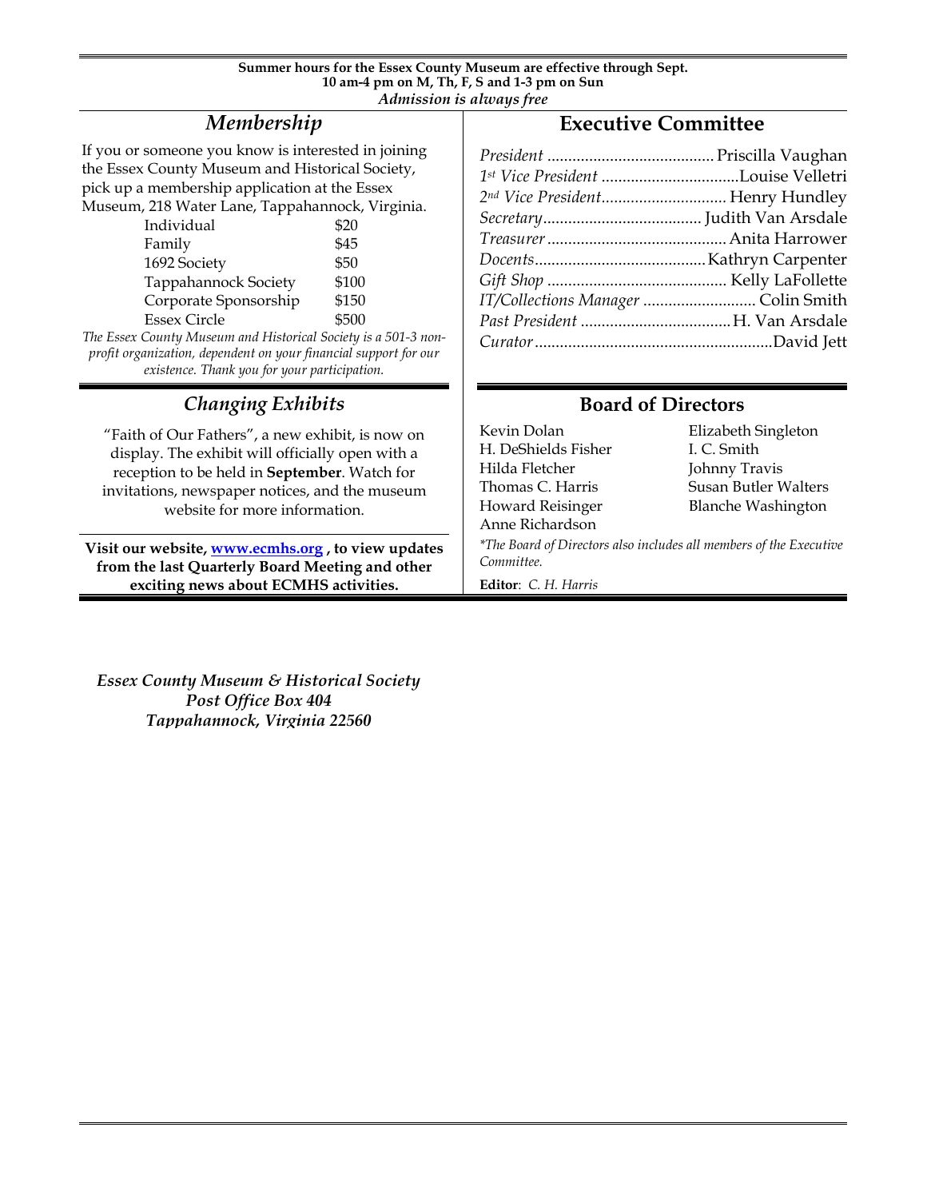**Summer hours for the Essex County Museum are effective through Sept.**
**10 am-4 pm on M, Th, F, S and 1-3 pm on Sun**
*Admission is always free*

## *Membership*

If you or someone you know is interested in joining the Essex County Museum and Historical Society, pick up a membership application at the Essex Museum, 218 Water Lane, Tappahannock, Virginia.

| | |
|---|---|
| Individual | $20 |
| Family | $45 |
| 1692 Society | $50 |
| Tappahannock Society | $100 |
| Corporate Sponsorship | $150 |
| Essex Circle | $500 |

*The Essex County Museum and Historical Society is a 501-3 non-profit organization, dependent on your financial support for our existence. Thank you for your participation.*

## *Changing Exhibits*

"Faith of Our Fathers", a new exhibit, is now on display. The exhibit will officially open with a reception to be held in **September**. Watch for invitations, newspaper notices, and the museum website for more information.

**Visit our website, www.ecmhs.org , to view updates from the last Quarterly Board Meeting and other exciting news about ECMHS activities.**

## Executive Committee

*President* ........................................ Priscilla Vaughan
*1st Vice President* .................................Louise Velletri
*2nd Vice President*.............................. Henry Hundley
*Secretary*...................................... Judith Van Arsdale
*Treasurer*........................................... Anita Harrower
*Docents*.........................................Kathryn Carpenter
*Gift Shop* ........................................... Kelly LaFollette
*IT/Collections Manager* ........................... Colin Smith
*Past President* .................................... H. Van Arsdale
*Curator*.........................................................David Jett

## Board of Directors

Kevin Dolan
H. DeShields Fisher
Hilda Fletcher
Thomas C. Harris
Howard Reisinger
Anne Richardson
Elizabeth Singleton
I. C. Smith
Johnny Travis
Susan Butler Walters
Blanche Washington

*\*The Board of Directors also includes all members of the Executive Committee.*

**Editor**: *C. H. Harris*

***Essex County Museum & Historical Society***
***Post Office Box 404***
***Tappahannock, Virginia 22560***